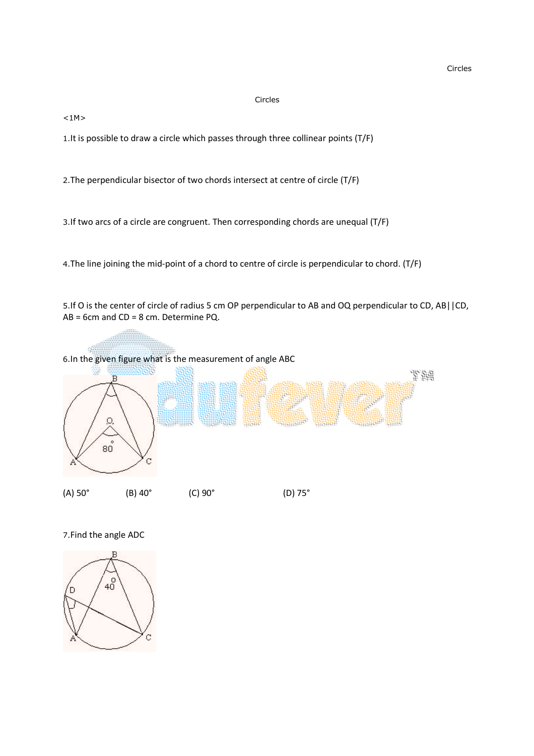# Circles

<1M>

1.It is possible to draw a circle which passes through three collinear points (T/F)

2.The perpendicular bisector of two chords intersect at centre of circle (T/F)

3.If two arcs of a circle are congruent. Then corresponding chords are unequal (T/F)

4.The line joining the mid-point of a chord to centre of circle is perpendicular to chord. (T/F)

5.If O is the center of circle of radius 5 cm OP perpendicular to AB and OQ perpendicular to CD, AB||CD, AB = 6cm and CD = 8 cm. Determine PQ.

6.In the given figure what is the measurement of angle ABC

(A) 50°  (B) 40°  (C) 90°  (D) 75°

7.Find the angle ADC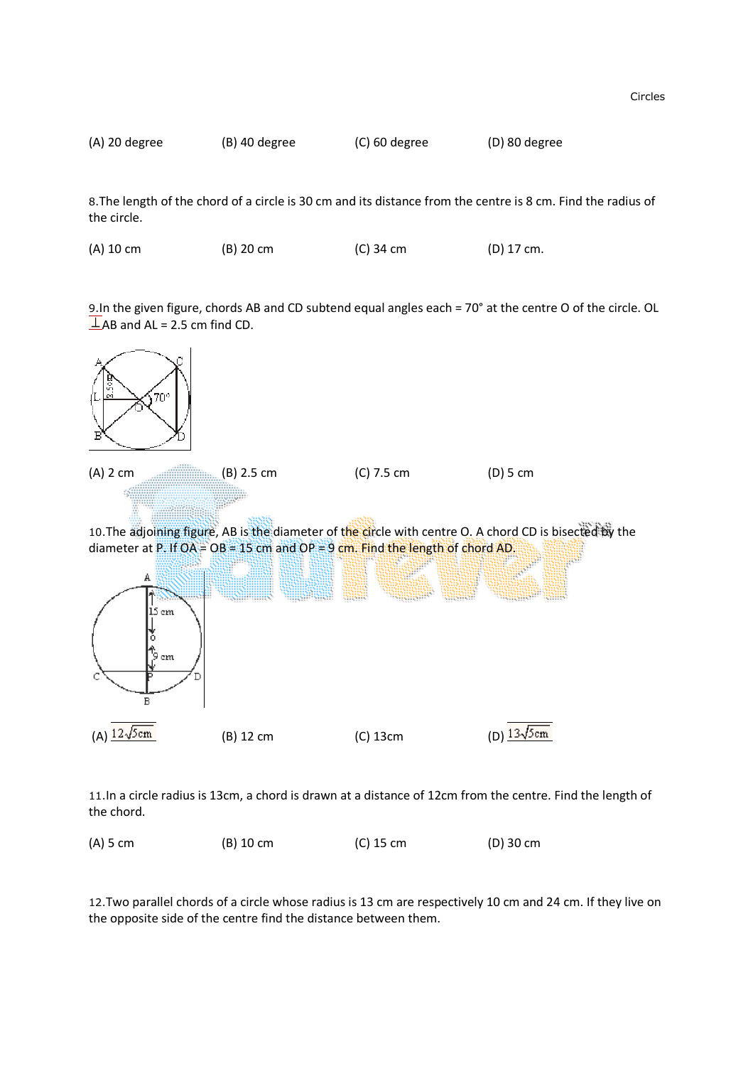(A) 20 degree (B) 40 degree (C) 60 degree (D) 80 degree

8.The length of the chord of a circle is 30 cm and its distance from the centre is 8 cm. Find the radius of the circle.

(A) 10 cm (B) 20 cm (C) 34 cm (D) 17 cm.

9.In the given figure, chords AB and CD subtend equal angles each = 70° at the centre O of the circle. OL $\perp$AB and AL = 2.5 cm find CD.

(A) 2 cm (B) 2.5 cm (C) 7.5 cm (D) 5 cm

10.The adjoining figure, AB is the diameter of the circle with centre O. A chord CD is bisected by the diameter at P. If OA = OB = 15 cm and OP = 9 cm. Find the length of chord AD.

(A) $12\sqrt{5}$cm (B) 12 cm (C) 13cm (D) $13\sqrt{5}$cm

11.In a circle radius is 13cm, a chord is drawn at a distance of 12cm from the centre. Find the length of the chord.

(A) 5 cm (B) 10 cm (C) 15 cm (D) 30 cm

12.Two parallel chords of a circle whose radius is 13 cm are respectively 10 cm and 24 cm. If they live on the opposite side of the centre find the distance between them.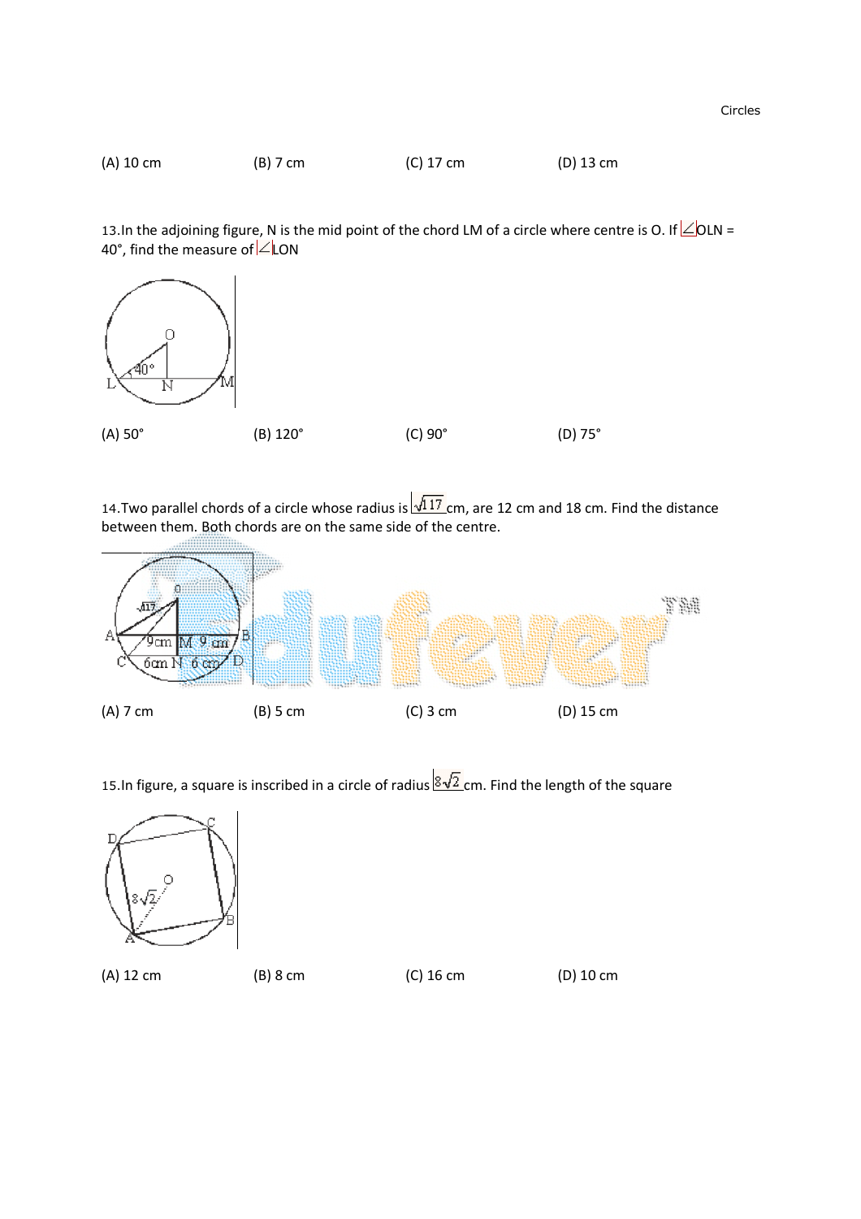(A) 10 cm (B) 7 cm (C) 17 cm (D) 13 cm

13. In the adjoining figure, N is the mid point of the chord LM of a circle where centre is O. If $\angle$OLN = 40°, find the measure of $\angle$LON

(A) 50° (B) 120° (C) 90° (D) 75°

14. Two parallel chords of a circle whose radius is $\sqrt{117}$ cm, are 12 cm and 18 cm. Find the distance between them. Both chords are on the same side of the centre.

(A) 7 cm (B) 5 cm (C) 3 cm (D) 15 cm

15. In figure, a square is inscribed in a circle of radius $8\sqrt{2}$ cm. Find the length of the square

(A) 12 cm (B) 8 cm (C) 16 cm (D) 10 cm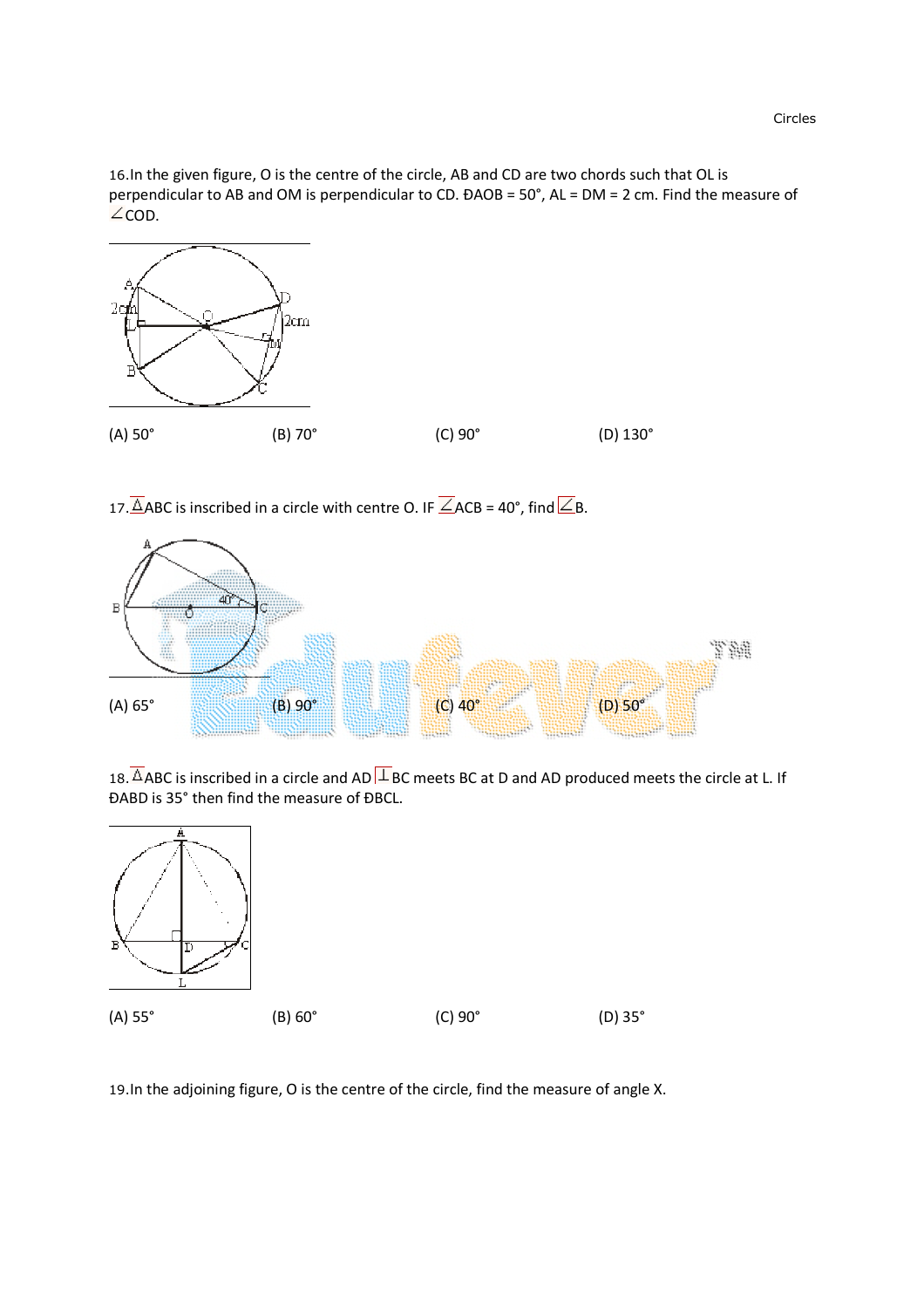16.In the given figure, O is the centre of the circle, AB and CD are two chords such that OL is perpendicular to AB and OM is perpendicular to CD. ÐAOB = 50°, AL = DM = 2 cm. Find the measure of ∠COD.

(A) 50°  (B) 70°  (C) 90°  (D) 130°

17.ΔABC is inscribed in a circle with centre O. IF ∠ACB = 40°, find ∠B.

(A) 65°  (B) 90°  (C) 40°  (D) 50°

18.ΔABC is inscribed in a circle and AD ⊥ BC meets BC at D and AD produced meets the circle at L. If ÐABD is 35° then find the measure of ÐBCL.

(A) 55°  (B) 60°  (C) 90°  (D) 35°

19.In the adjoining figure, O is the centre of the circle, find the measure of angle X.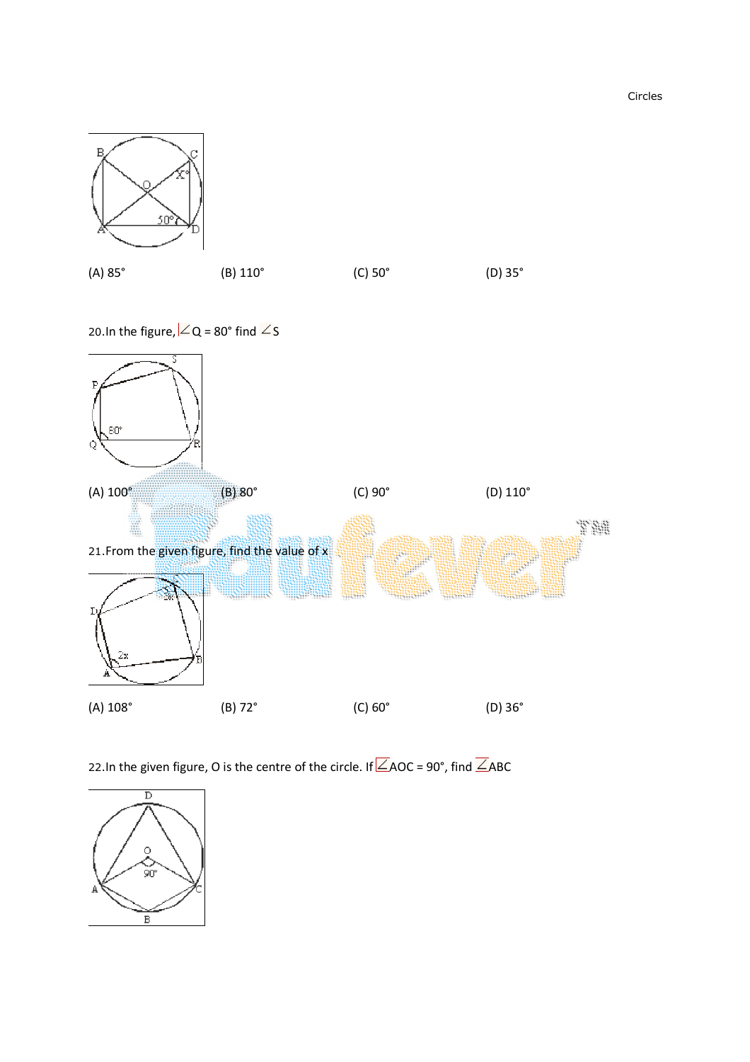(A) 85° (B) 110° (C) 50° (D) 35°

20.In the figure, ∠Q = 80° find ∠S

(A) 100° (B) 80° (C) 90° (D) 110°

21.From the given figure, find the value of x

(A) 108° (B) 72° (C) 60° (D) 36°

22.In the given figure, O is the centre of the circle. If ∠AOC = 90°, find ∠ABC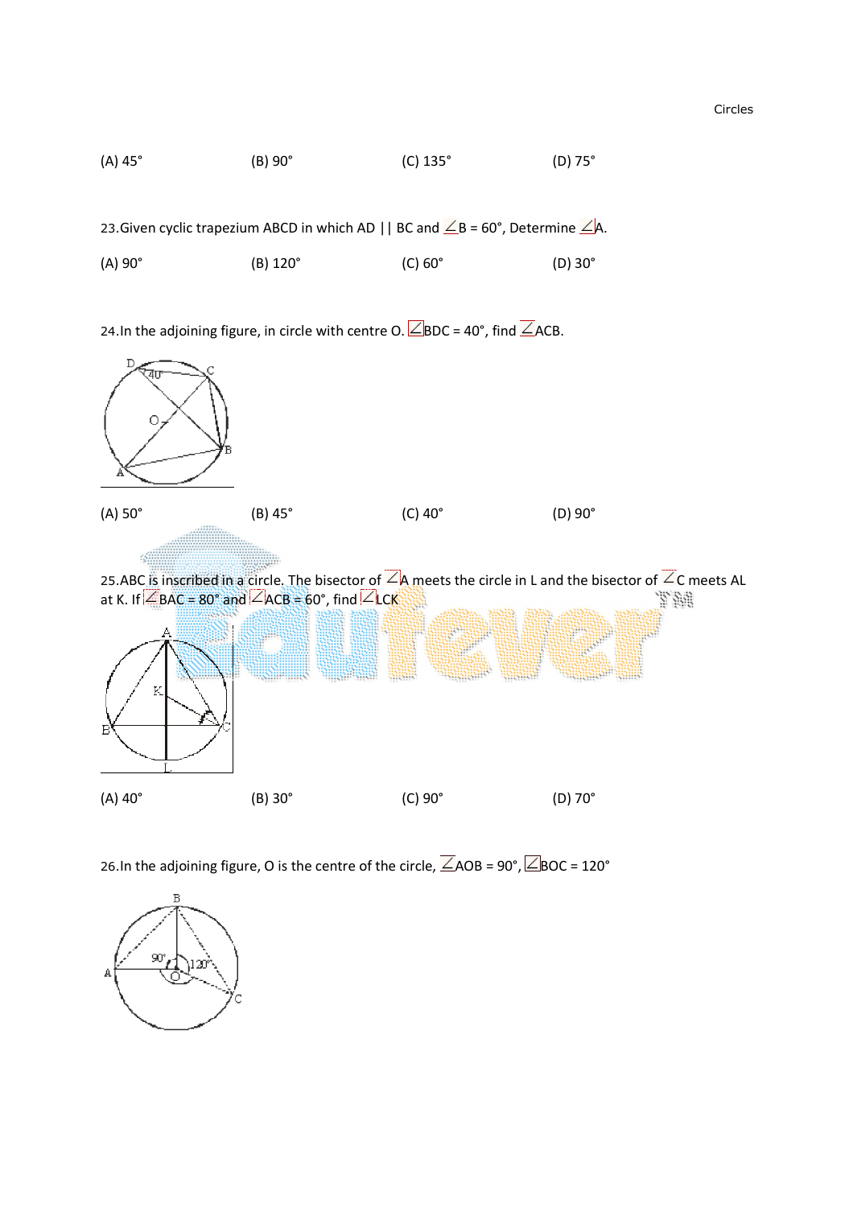(A) 45°　　　(B) 90°　　　(C) 135°　　　(D) 75°

23.Given cyclic trapezium ABCD in which AD || BC and ∠B = 60°, Determine ∠A.

(A) 90°　　　(B) 120°　　　(C) 60°　　　(D) 30°

24.In the adjoining figure, in circle with centre O. ∠BDC = 40°, find ∠ACB.

(A) 50°　　　(B) 45°　　　(C) 40°　　　(D) 90°

25.ABC is inscribed in a circle. The bisector of ∠A meets the circle in L and the bisector of ∠C meets AL at K. If ∠BAC = 80° and ∠ACB = 60°, find ∠LCK

(A) 40°　　　(B) 30°　　　(C) 90°　　　(D) 70°

26.In the adjoining figure, O is the centre of the circle, ∠AOB = 90°, ∠BOC = 120°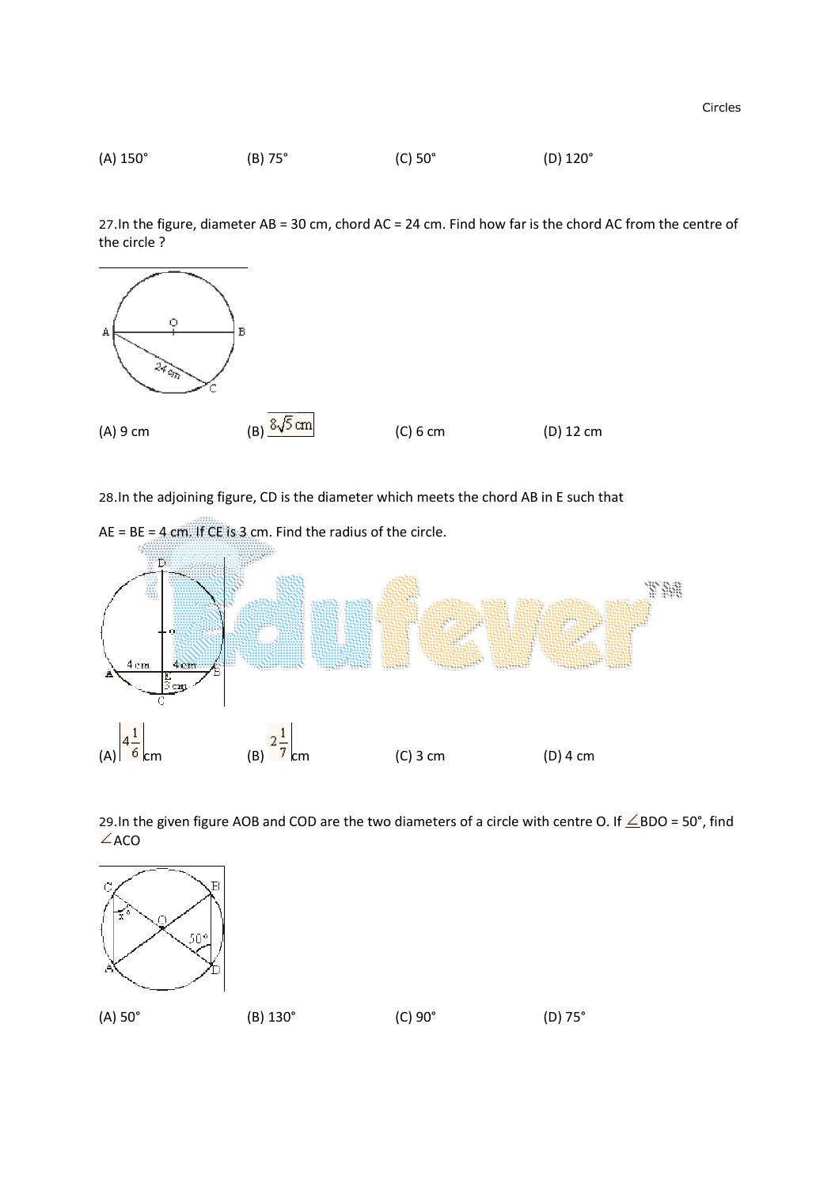(A) 150°  (B) 75°  (C) 50°  (D) 120°

27.In the figure, diameter AB = 30 cm, chord AC = 24 cm. Find how far is the chord AC from the centre of the circle ?

(A) 9 cm  (B) $8\sqrt{5}$ cm  (C) 6 cm  (D) 12 cm

28.In the adjoining figure, CD is the diameter which meets the chord AB in E such that

AE = BE = 4 cm. If CE is 3 cm. Find the radius of the circle.

(A) $4\frac{1}{6}$ cm  (B) $2\frac{1}{7}$ cm  (C) 3 cm  (D) 4 cm

29.In the given figure AOB and COD are the two diameters of a circle with centre O. If ∠BDO = 50°, find ∠ACO

(A) 50°  (B) 130°  (C) 90°  (D) 75°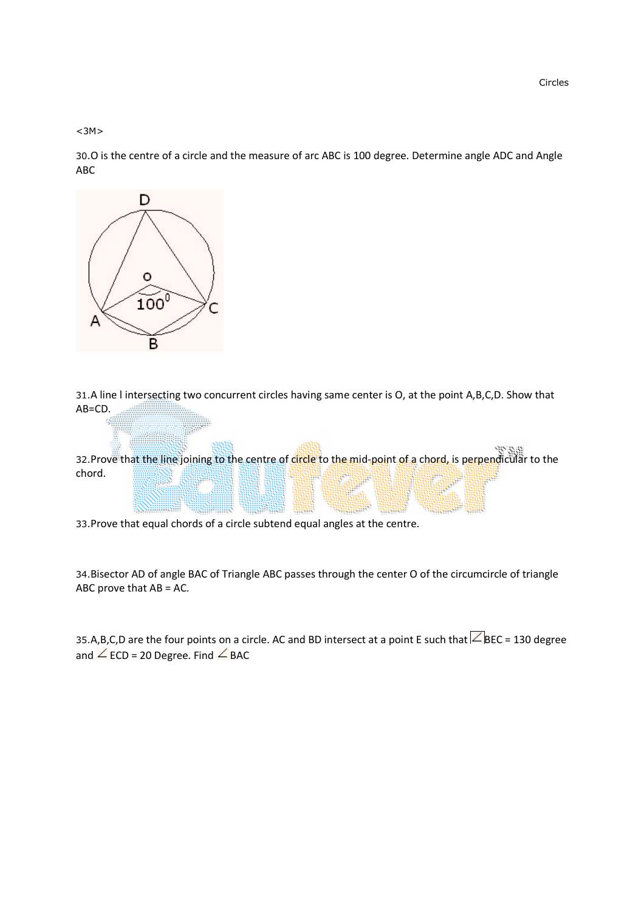<3M>

30. O is the centre of a circle and the measure of arc ABC is 100 degree. Determine angle ADC and Angle ABC

31. A line l intersecting two concurrent circles having same center is O, at the point A,B,C,D. Show that AB=CD.

32. Prove that the line joining to the centre of circle to the mid-point of a chord, is perpendicular to the chord.

33. Prove that equal chords of a circle subtend equal angles at the centre.

34. Bisector AD of angle BAC of Triangle ABC passes through the center O of the circumcircle of triangle ABC prove that AB = AC.

35. A,B,C,D are the four points on a circle. AC and BD intersect at a point E such that $\angle$BEC = 130 degree and $\angle$ ECD = 20 Degree. Find $\angle$ BAC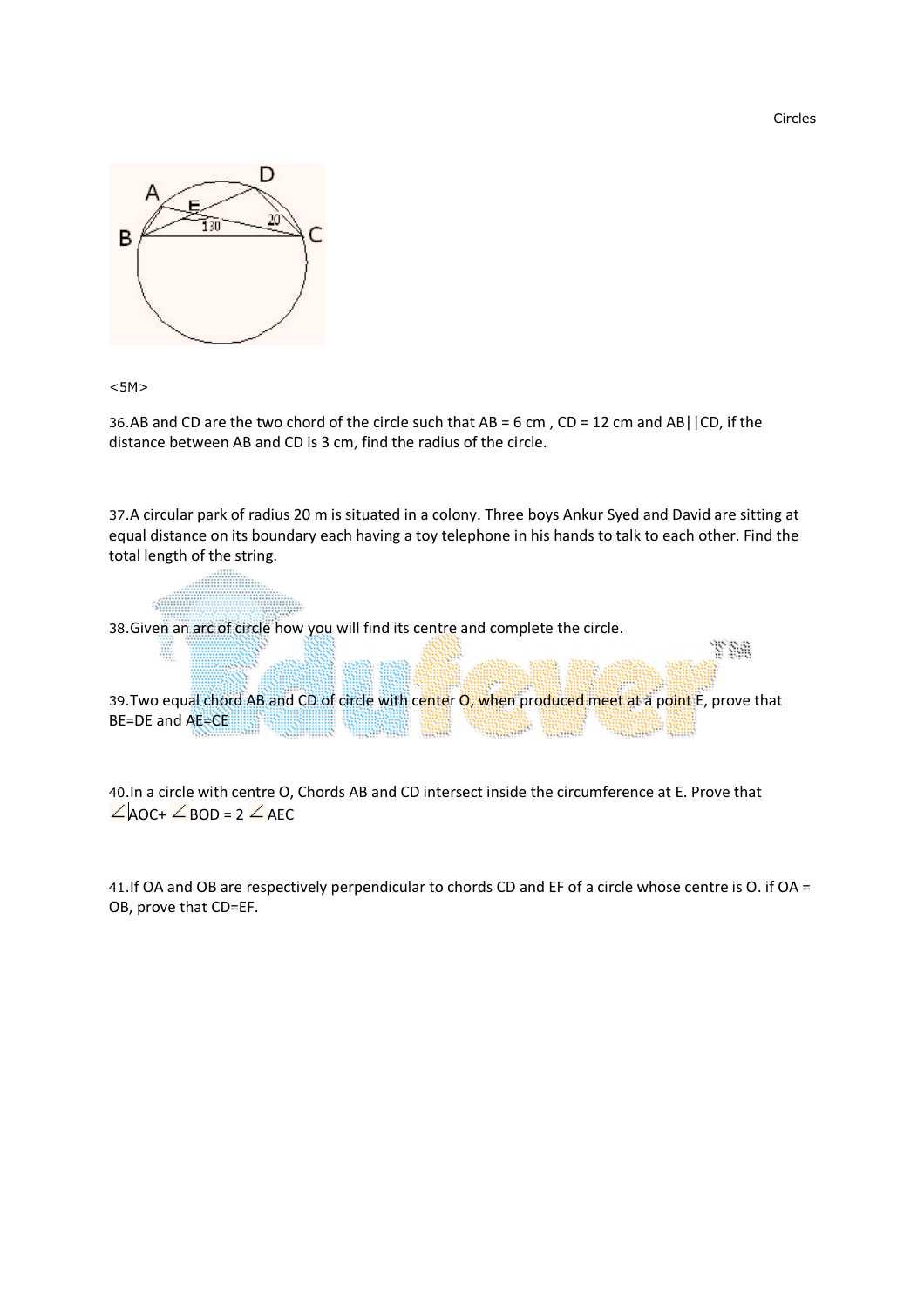<5M>

36.AB and CD are the two chord of the circle such that AB = 6 cm , CD = 12 cm and AB||CD, if the distance between AB and CD is 3 cm, find the radius of the circle.

37.A circular park of radius 20 m is situated in a colony. Three boys Ankur Syed and David are sitting at equal distance on its boundary each having a toy telephone in his hands to talk to each other. Find the total length of the string.

38.Given an arc of circle how you will find its centre and complete the circle.

39.Two equal chord AB and CD of circle with center O, when produced meet at a point E, prove that BE=DE and AE=CE

40.In a circle with centre O, Chords AB and CD intersect inside the circumference at E. Prove that $\angle AOC + \angle BOD = 2 \angle AEC$

41.If OA and OB are respectively perpendicular to chords CD and EF of a circle whose centre is O. if OA = OB, prove that CD=EF.